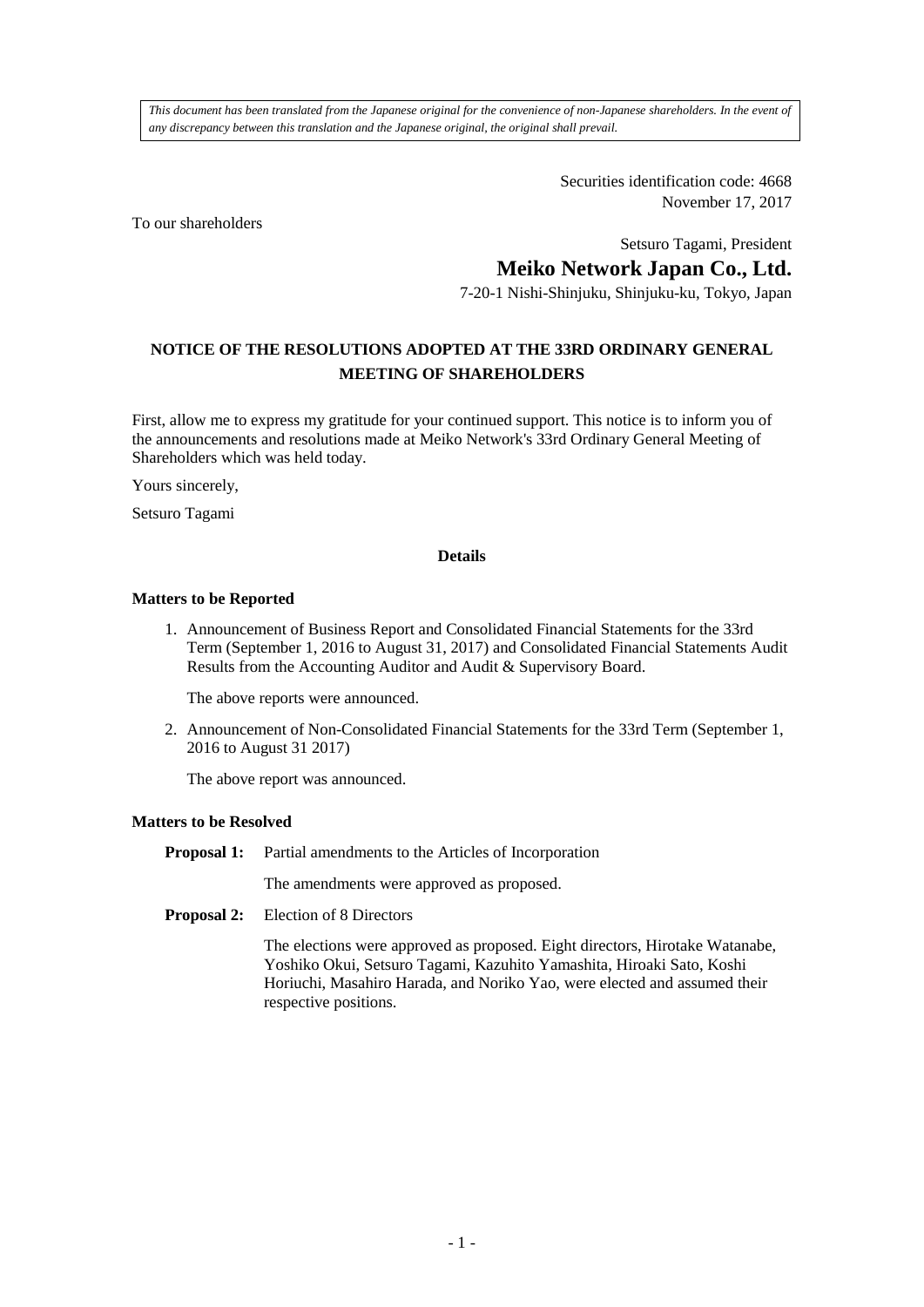*This document has been translated from the Japanese original for the convenience of non-Japanese shareholders. In the event of any discrepancy between this translation and the Japanese original, the original shall prevail.*

Securities identification code: 4668
November 17, 2017

To our shareholders

Setsuro Tagami, President
**Meiko Network Japan Co., Ltd.**
7-20-1 Nishi-Shinjuku, Shinjuku-ku, Tokyo, Japan

## NOTICE OF THE RESOLUTIONS ADOPTED AT THE 33RD ORDINARY GENERAL MEETING OF SHAREHOLDERS

First, allow me to express my gratitude for your continued support. This notice is to inform you of the announcements and resolutions made at Meiko Network's 33rd Ordinary General Meeting of Shareholders which was held today.

Yours sincerely,

Setsuro Tagami

**Details**

**Matters to be Reported**

1. Announcement of Business Report and Consolidated Financial Statements for the 33rd Term (September 1, 2016 to August 31, 2017) and Consolidated Financial Statements Audit Results from the Accounting Auditor and Audit & Supervisory Board.

   The above reports were announced.

2. Announcement of Non-Consolidated Financial Statements for the 33rd Term (September 1, 2016 to August 31 2017)

   The above report was announced.

**Matters to be Resolved**

**Proposal 1:** Partial amendments to the Articles of Incorporation

The amendments were approved as proposed.

**Proposal 2:** Election of 8 Directors

The elections were approved as proposed. Eight directors, Hirotake Watanabe, Yoshiko Okui, Setsuro Tagami, Kazuhito Yamashita, Hiroaki Sato, Koshi Horiuchi, Masahiro Harada, and Noriko Yao, were elected and assumed their respective positions.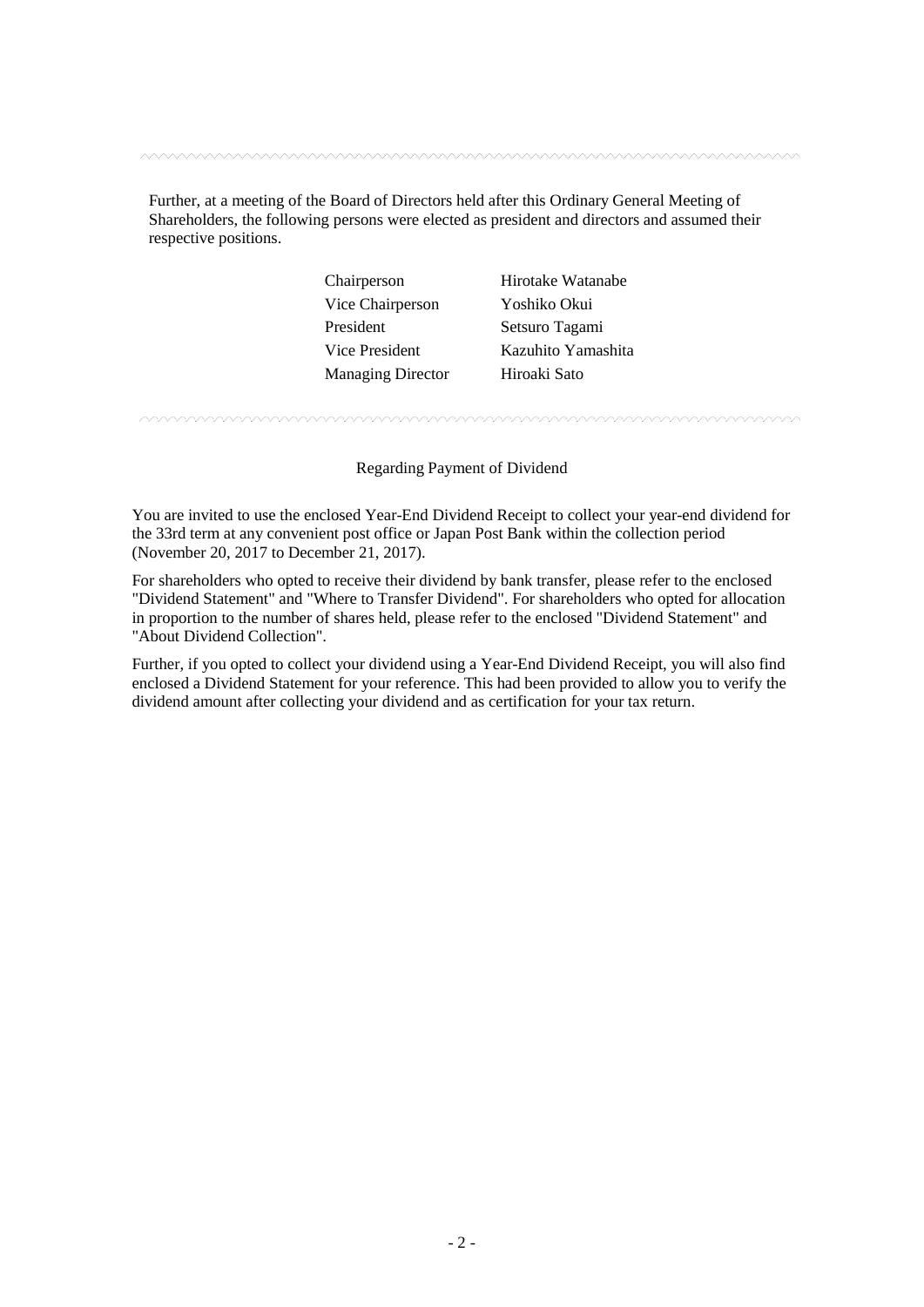Further, at a meeting of the Board of Directors held after this Ordinary General Meeting of Shareholders, the following persons were elected as president and directors and assumed their respective positions.

| | |
|---|---|
| Chairperson | Hirotake Watanabe |
| Vice Chairperson | Yoshiko Okui |
| President | Setsuro Tagami |
| Vice President | Kazuhito Yamashita |
| Managing Director | Hiroaki Sato |

## Regarding Payment of Dividend

You are invited to use the enclosed Year-End Dividend Receipt to collect your year-end dividend for the 33rd term at any convenient post office or Japan Post Bank within the collection period (November 20, 2017 to December 21, 2017).

For shareholders who opted to receive their dividend by bank transfer, please refer to the enclosed "Dividend Statement" and "Where to Transfer Dividend". For shareholders who opted for allocation in proportion to the number of shares held, please refer to the enclosed "Dividend Statement" and "About Dividend Collection".

Further, if you opted to collect your dividend using a Year-End Dividend Receipt, you will also find enclosed a Dividend Statement for your reference. This had been provided to allow you to verify the dividend amount after collecting your dividend and as certification for your tax return.